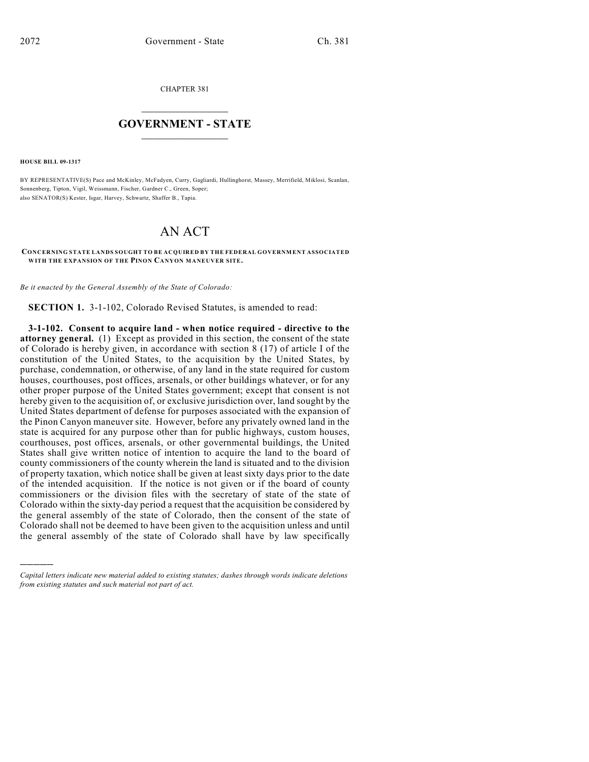CHAPTER 381

# GOVERNMENT - STATE

**HOUSE BILL 09-1317**

BY REPRESENTATIVE(S) Pace and McKinley, McFadyen, Curry, Gagliardi, Hullinghorst, Massey, Merrifield, Miklosi, Scanlan, Sonnenberg, Tipton, Vigil, Weissmann, Fischer, Gardner C., Green, Soper;
also SENATOR(S) Kester, Isgar, Harvey, Schwartz, Shaffer B., Tapia.

# AN ACT

**CONCERNING STATE LANDS SOUGHT TO BE ACQUIRED BY THE FEDERAL GOVERNMENT ASSOCIATED WITH THE EXPANSION OF THE PINON CANYON MANEUVER SITE.**

*Be it enacted by the General Assembly of the State of Colorado:*

**SECTION 1.** 3-1-102, Colorado Revised Statutes, is amended to read:

**3-1-102. Consent to acquire land - when notice required - directive to the attorney general.** (1) Except as provided in this section, the consent of the state of Colorado is hereby given, in accordance with section 8 (17) of article I of the constitution of the United States, to the acquisition by the United States, by purchase, condemnation, or otherwise, of any land in the state required for custom houses, courthouses, post offices, arsenals, or other buildings whatever, or for any other proper purpose of the United States government; except that consent is not hereby given to the acquisition of, or exclusive jurisdiction over, land sought by the United States department of defense for purposes associated with the expansion of the Pinon Canyon maneuver site. However, before any privately owned land in the state is acquired for any purpose other than for public highways, custom houses, courthouses, post offices, arsenals, or other governmental buildings, the United States shall give written notice of intention to acquire the land to the board of county commissioners of the county wherein the land is situated and to the division of property taxation, which notice shall be given at least sixty days prior to the date of the intended acquisition. If the notice is not given or if the board of county commissioners or the division files with the secretary of state of the state of Colorado within the sixty-day period a request that the acquisition be considered by the general assembly of the state of Colorado, then the consent of the state of Colorado shall not be deemed to have been given to the acquisition unless and until the general assembly of the state of Colorado shall have by law specifically

---

*Capital letters indicate new material added to existing statutes; dashes through words indicate deletions from existing statutes and such material not part of act.*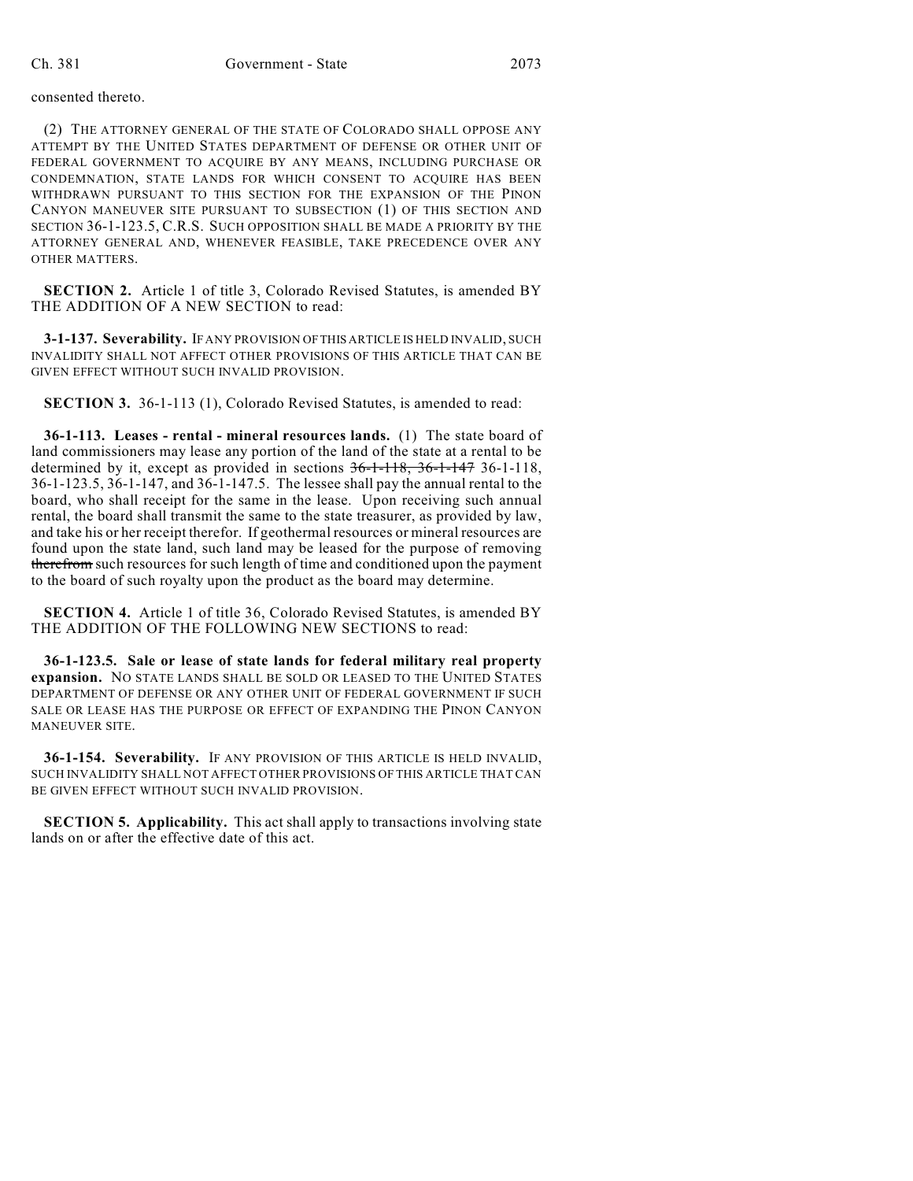consented thereto.

(2) THE ATTORNEY GENERAL OF THE STATE OF COLORADO SHALL OPPOSE ANY ATTEMPT BY THE UNITED STATES DEPARTMENT OF DEFENSE OR OTHER UNIT OF FEDERAL GOVERNMENT TO ACQUIRE BY ANY MEANS, INCLUDING PURCHASE OR CONDEMNATION, STATE LANDS FOR WHICH CONSENT TO ACQUIRE HAS BEEN WITHDRAWN PURSUANT TO THIS SECTION FOR THE EXPANSION OF THE PINON CANYON MANEUVER SITE PURSUANT TO SUBSECTION (1) OF THIS SECTION AND SECTION 36-1-123.5, C.R.S. SUCH OPPOSITION SHALL BE MADE A PRIORITY BY THE ATTORNEY GENERAL AND, WHENEVER FEASIBLE, TAKE PRECEDENCE OVER ANY OTHER MATTERS.

**SECTION 2.** Article 1 of title 3, Colorado Revised Statutes, is amended BY THE ADDITION OF A NEW SECTION to read:

**3-1-137. Severability.** IF ANY PROVISION OF THIS ARTICLE IS HELD INVALID, SUCH INVALIDITY SHALL NOT AFFECT OTHER PROVISIONS OF THIS ARTICLE THAT CAN BE GIVEN EFFECT WITHOUT SUCH INVALID PROVISION.

**SECTION 3.** 36-1-113 (1), Colorado Revised Statutes, is amended to read:

**36-1-113. Leases - rental - mineral resources lands.** (1) The state board of land commissioners may lease any portion of the land of the state at a rental to be determined by it, except as provided in sections ~~36-1-118, 36-1-147~~ 36-1-118, 36-1-123.5, 36-1-147, and 36-1-147.5. The lessee shall pay the annual rental to the board, who shall receipt for the same in the lease. Upon receiving such annual rental, the board shall transmit the same to the state treasurer, as provided by law, and take his or her receipt therefor. If geothermal resources or mineral resources are found upon the state land, such land may be leased for the purpose of removing ~~therefrom~~ such resources for such length of time and conditioned upon the payment to the board of such royalty upon the product as the board may determine.

**SECTION 4.** Article 1 of title 36, Colorado Revised Statutes, is amended BY THE ADDITION OF THE FOLLOWING NEW SECTIONS to read:

**36-1-123.5. Sale or lease of state lands for federal military real property expansion.** NO STATE LANDS SHALL BE SOLD OR LEASED TO THE UNITED STATES DEPARTMENT OF DEFENSE OR ANY OTHER UNIT OF FEDERAL GOVERNMENT IF SUCH SALE OR LEASE HAS THE PURPOSE OR EFFECT OF EXPANDING THE PINON CANYON MANEUVER SITE.

**36-1-154. Severability.** IF ANY PROVISION OF THIS ARTICLE IS HELD INVALID, SUCH INVALIDITY SHALL NOT AFFECT OTHER PROVISIONS OF THIS ARTICLE THAT CAN BE GIVEN EFFECT WITHOUT SUCH INVALID PROVISION.

**SECTION 5. Applicability.** This act shall apply to transactions involving state lands on or after the effective date of this act.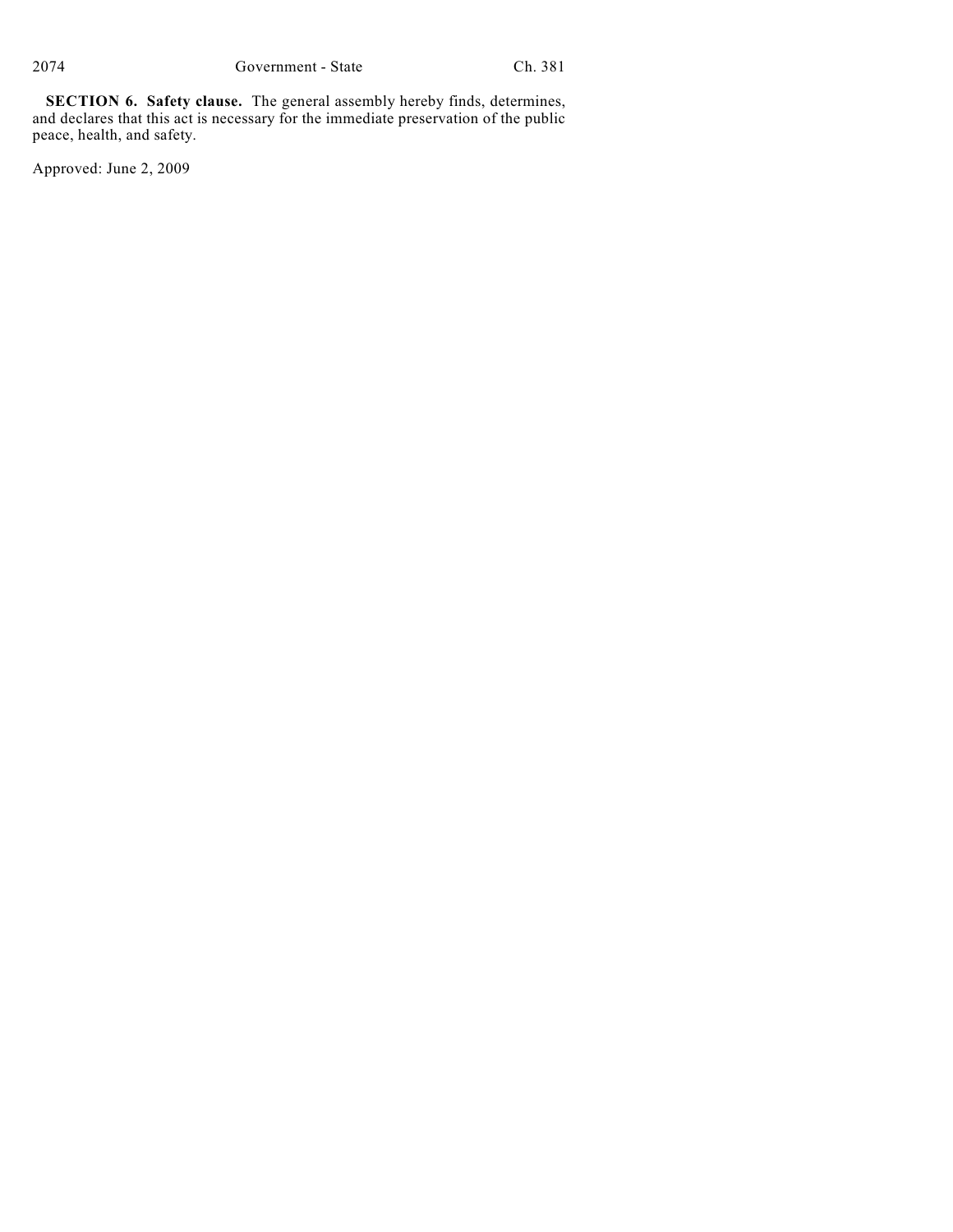**SECTION 6. Safety clause.** The general assembly hereby finds, determines, and declares that this act is necessary for the immediate preservation of the public peace, health, and safety.

Approved: June 2, 2009